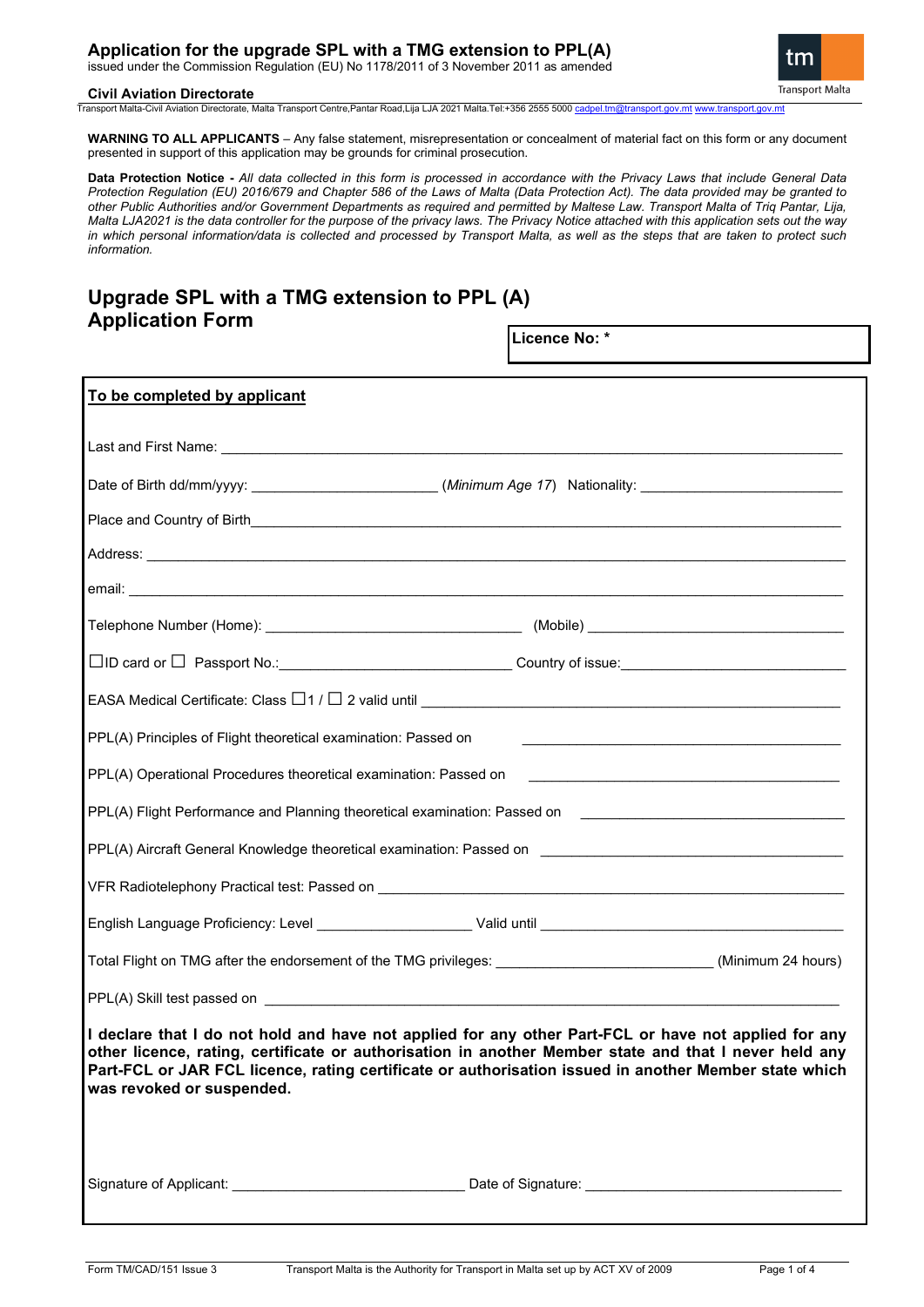# Application for the upgrade SPL with a TMG extension to PPL(A)

issued under the Commission Regulation (EU) No 1178/2011 of 3 November 2011 as amended

**Civil Aviation Directorate**

Transport Malta-Civil Aviation Directorate, Malta Transport Centre,Pantar Road,Lija LJA 2021 Malta.Tel:+356 2555 5000 cadpel.tm@transport.gov.mt www.transport.gov.mt

**WARNING TO ALL APPLICANTS** – Any false statement, misrepresentation or concealment of material fact on this form or any document presented in support of this application may be grounds for criminal prosecution.

**Data Protection Notice -** *All data collected in this form is processed in accordance with the Privacy Laws that include General Data Protection Regulation (EU) 2016/679 and Chapter 586 of the Laws of Malta (Data Protection Act). The data provided may be granted to other Public Authorities and/or Government Departments as required and permitted by Maltese Law. Transport Malta of Triq Pantar, Lija, Malta LJA2021 is the data controller for the purpose of the privacy laws. The Privacy Notice attached with this application sets out the way in which personal information/data is collected and processed by Transport Malta, as well as the steps that are taken to protect such information.*

## Upgrade SPL with a TMG extension to PPL (A) Application Form

**Licence No: \***

**To be completed by applicant**

Last and First Name: ____________________

Date of Birth dd/mm/yyyy: ____________________ (*Minimum Age 17*) Nationality: ____________________

Place and Country of Birth____________________

Address: ____________________

email: ____________________

Telephone Number (Home): ____________________ (Mobile) ____________________

☐ID card or ☐ Passport No.:____________________ Country of issue:____________________

EASA Medical Certificate: Class ☐1 / ☐ 2 valid until ____________________

PPL(A) Principles of Flight theoretical examination: Passed on ____________________

PPL(A) Operational Procedures theoretical examination: Passed on ____________________

PPL(A) Flight Performance and Planning theoretical examination: Passed on ____________________

PPL(A) Aircraft General Knowledge theoretical examination: Passed on ____________________

VFR Radiotelephony Practical test: Passed on ____________________

English Language Proficiency: Level ____________________ Valid until ____________________

Total Flight on TMG after the endorsement of the TMG privileges: ____________________ (Minimum 24 hours)

PPL(A) Skill test passed on ____________________

**I declare that I do not hold and have not applied for any other Part-FCL or have not applied for any other licence, rating, certificate or authorisation in another Member state and that I never held any Part-FCL or JAR FCL licence, rating certificate or authorisation issued in another Member state which was revoked or suspended.**

Signature of Applicant: ____________________ Date of Signature: ____________________

Form TM/CAD/151 Issue 3 Transport Malta is the Authority for Transport in Malta set up by ACT XV of 2009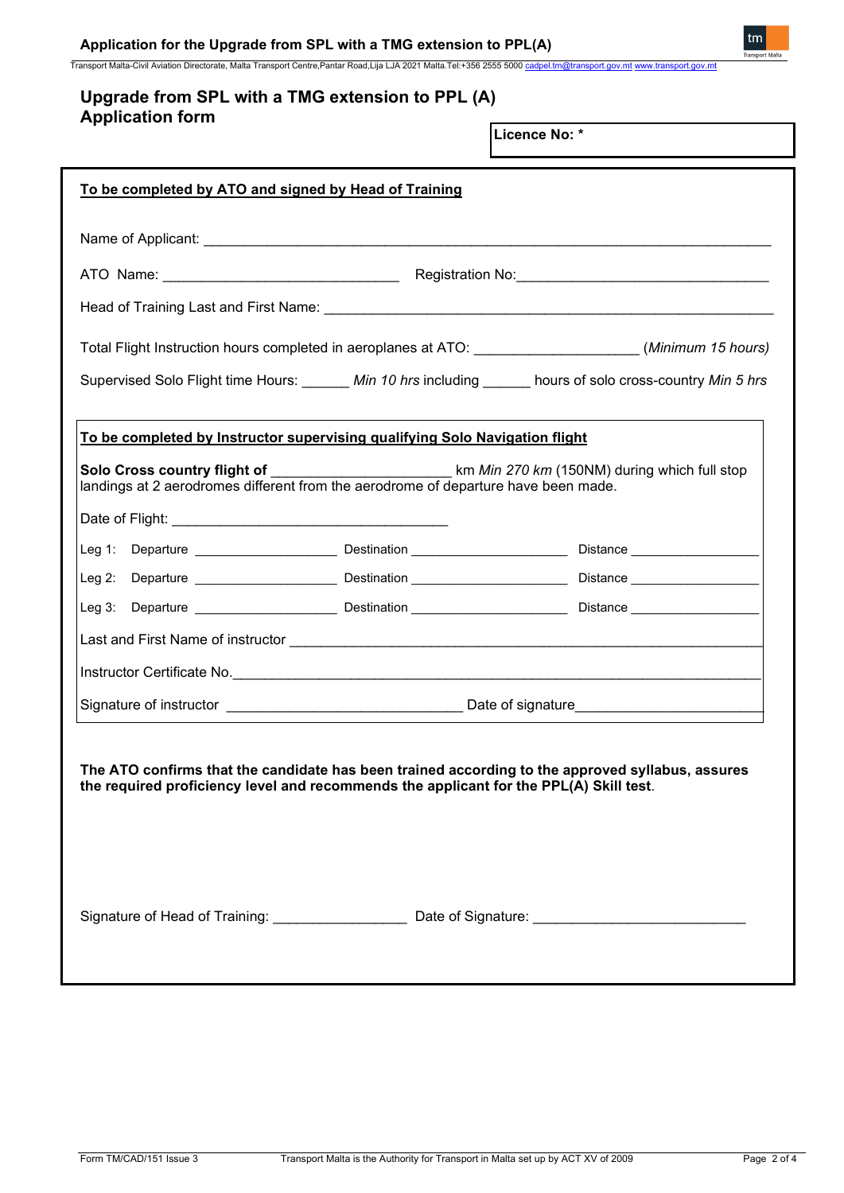# Upgrade from SPL with a TMG extension to PPL (A) Application form

**Licence No: ***

**To be completed by ATO and signed by Head of Training**

Name of Applicant: ______________________________________________________________________

ATO Name: ______________________________ Registration No: ________________________________

Head of Training Last and First Name: _______________________________________________________

Total Flight Instruction hours completed in aeroplanes at ATO: ____________________ (*Minimum 15 hours)*

Supervised Solo Flight time Hours: ______ *Min 10 hrs* including ______ hours of solo cross-country *Min 5 hrs*

**To be completed by Instructor supervising qualifying Solo Navigation flight**

**Solo Cross country flight of** ______________________ km *Min 270 km* (150NM) during which full stop landings at 2 aerodromes different from the aerodrome of departure have been made.

Date of Flight: ___________________________________

Leg 1: Departure __________________ Destination ____________________ Distance _________________

Leg 2: Departure __________________ Destination ____________________ Distance _________________

Leg 3: Departure __________________ Destination ____________________ Distance _________________

Last and First Name of instructor ________________________________________________________________

Instructor Certificate No.________________________________________________________________________

Signature of instructor ______________________________ Date of signature_______________________

**The ATO confirms that the candidate has been trained according to the approved syllabus, assures the required proficiency level and recommends the applicant for the PPL(A) Skill test**.

Signature of Head of Training: ________________ Date of Signature: __________________________

Form TM/CAD/151 Issue 3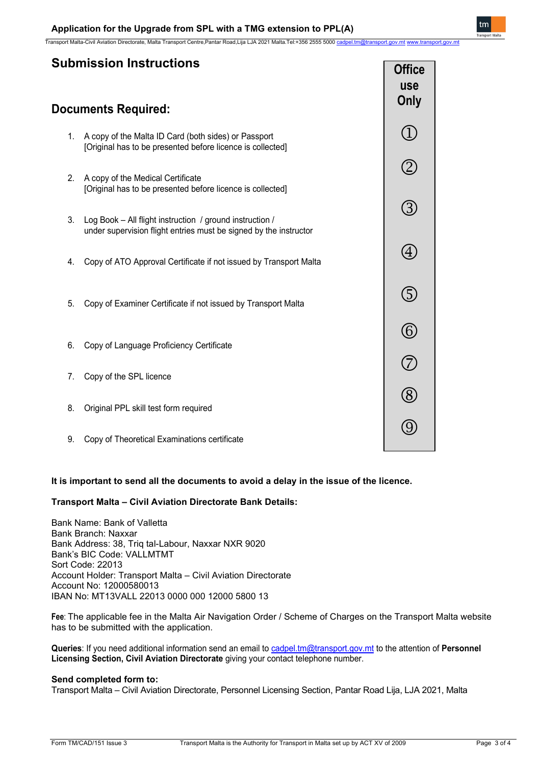## Submission Instructions

## Documents Required:

| | Office use Only |
|---|---|
| 1. A copy of the Malta ID Card (both sides) or Passport [Original has to be presented before licence is collected] | ① |
| 2. A copy of the Medical Certificate [Original has to be presented before licence is collected] | ② |
| 3. Log Book – All flight instruction / ground instruction / under supervision flight entries must be signed by the instructor | ③ |
| 4. Copy of ATO Approval Certificate if not issued by Transport Malta | ④ |
| 5. Copy of Examiner Certificate if not issued by Transport Malta | ⑤ |
| 6. Copy of Language Proficiency Certificate | ⑥ |
| 7. Copy of the SPL licence | ⑦ |
| 8. Original PPL skill test form required | ⑧ |
| 9. Copy of Theoretical Examinations certificate | ⑨ |

**It is important to send all the documents to avoid a delay in the issue of the licence.**

**Transport Malta – Civil Aviation Directorate Bank Details:**

Bank Name: Bank of Valletta
Bank Branch: Naxxar
Bank Address: 38, Triq tal-Labour, Naxxar NXR 9020
Bank's BIC Code: VALLMTMT
Sort Code: 22013
Account Holder: Transport Malta – Civil Aviation Directorate
Account No: 12000580013
IBAN No: MT13VALL 22013 0000 000 12000 5800 13

**Fee**: The applicable fee in the Malta Air Navigation Order / Scheme of Charges on the Transport Malta website has to be submitted with the application.

**Queries**: If you need additional information send an email to cadpel.tm@transport.gov.mt to the attention of **Personnel Licensing Section, Civil Aviation Directorate** giving your contact telephone number.

**Send completed form to:**
Transport Malta – Civil Aviation Directorate, Personnel Licensing Section, Pantar Road Lija, LJA 2021, Malta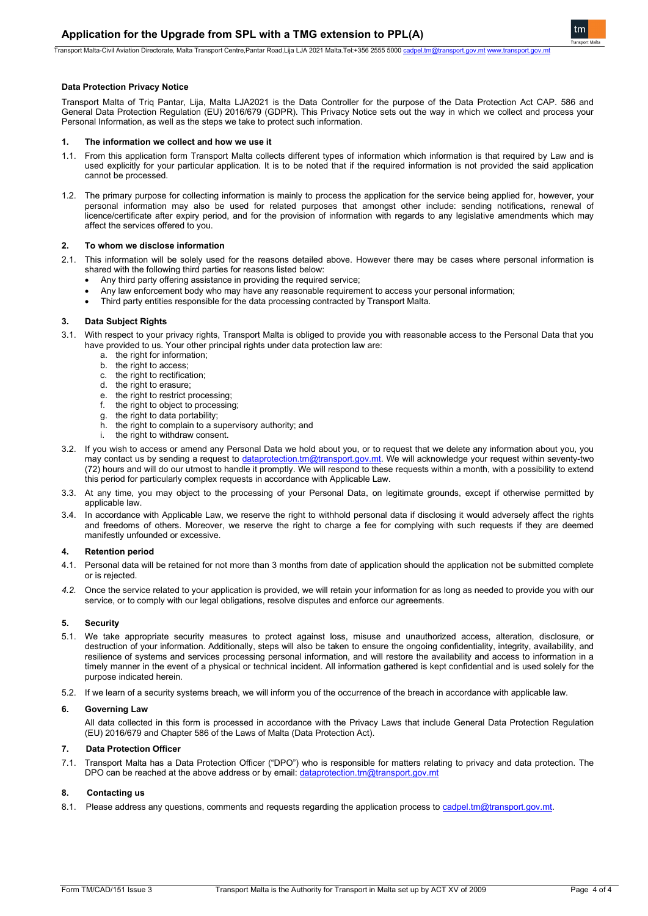**Data Protection Privacy Notice**

Transport Malta of Triq Pantar, Lija, Malta LJA2021 is the Data Controller for the purpose of the Data Protection Act CAP. 586 and General Data Protection Regulation (EU) 2016/679 (GDPR). This Privacy Notice sets out the way in which we collect and process your Personal Information, as well as the steps we take to protect such information.

**1. The information we collect and how we use it**

1.1. From this application form Transport Malta collects different types of information which information is that required by Law and is used explicitly for your particular application. It is to be noted that if the required information is not provided the said application cannot be processed.

1.2. The primary purpose for collecting information is mainly to process the application for the service being applied for, however, your personal information may also be used for related purposes that amongst other include: sending notifications, renewal of licence/certificate after expiry period, and for the provision of information with regards to any legislative amendments which may affect the services offered to you.

**2. To whom we disclose information**

2.1. This information will be solely used for the reasons detailed above. However there may be cases where personal information is shared with the following third parties for reasons listed below:

- Any third party offering assistance in providing the required service;
- Any law enforcement body who may have any reasonable requirement to access your personal information;
- Third party entities responsible for the data processing contracted by Transport Malta.

**3. Data Subject Rights**

3.1. With respect to your privacy rights, Transport Malta is obliged to provide you with reasonable access to the Personal Data that you have provided to us. Your other principal rights under data protection law are:

a. the right for information;
b. the right to access;
c. the right to rectification;
d. the right to erasure;
e. the right to restrict processing;
f. the right to object to processing;
g. the right to data portability;
h. the right to complain to a supervisory authority; and
i. the right to withdraw consent.

3.2. If you wish to access or amend any Personal Data we hold about you, or to request that we delete any information about you, you may contact us by sending a request to dataprotection.tm@transport.gov.mt. We will acknowledge your request within seventy-two (72) hours and will do our utmost to handle it promptly. We will respond to these requests within a month, with a possibility to extend this period for particularly complex requests in accordance with Applicable Law.

3.3. At any time, you may object to the processing of your Personal Data, on legitimate grounds, except if otherwise permitted by applicable law.

3.4. In accordance with Applicable Law, we reserve the right to withhold personal data if disclosing it would adversely affect the rights and freedoms of others. Moreover, we reserve the right to charge a fee for complying with such requests if they are deemed manifestly unfounded or excessive.

**4. Retention period**

4.1. Personal data will be retained for not more than 3 months from date of application should the application not be submitted complete or is rejected.

*4.2.* Once the service related to your application is provided, we will retain your information for as long as needed to provide you with our service, or to comply with our legal obligations, resolve disputes and enforce our agreements.

**5. Security**

5.1. We take appropriate security measures to protect against loss, misuse and unauthorized access, alteration, disclosure, or destruction of your information. Additionally, steps will also be taken to ensure the ongoing confidentiality, integrity, availability, and resilience of systems and services processing personal information, and will restore the availability and access to information in a timely manner in the event of a physical or technical incident. All information gathered is kept confidential and is used solely for the purpose indicated herein.

5.2. If we learn of a security systems breach, we will inform you of the occurrence of the breach in accordance with applicable law.

**6. Governing Law**

All data collected in this form is processed in accordance with the Privacy Laws that include General Data Protection Regulation (EU) 2016/679 and Chapter 586 of the Laws of Malta (Data Protection Act).

**7. Data Protection Officer**

7.1. Transport Malta has a Data Protection Officer ("DPO") who is responsible for matters relating to privacy and data protection. The DPO can be reached at the above address or by email: dataprotection.tm@transport.gov.mt

**8. Contacting us**

8.1. Please address any questions, comments and requests regarding the application process to cadpel.tm@transport.gov.mt.